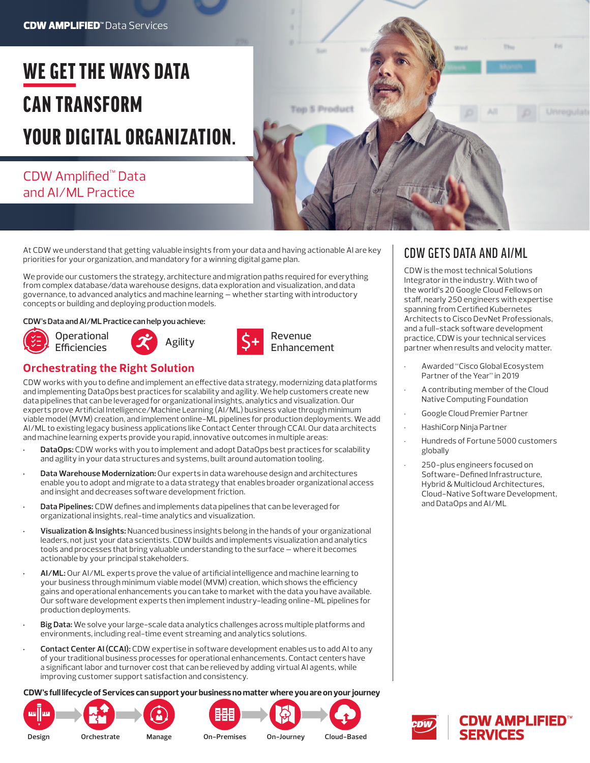CDW AMPLIFIED™ Data Services

# WE GET THE WAYS DATA CAN TRANSFORM YOUR DIGITAL ORGANIZATION.

## CDW Amplified™ Data and AI/ML Practice

At CDW we understand that getting valuable insights from your data and having actionable AI are key priorities for your organization, and mandatory for a winning digital game plan.

We provide our customers the strategy, architecture and migration paths required for everything from complex database/data warehouse designs, data exploration and visualization, and data governance, to advanced analytics and machine learning — whether starting with introductory concepts or building and deploying production models.

**CDW's Data and AI/ML Practice can help you achieve:**

- Operational Efficiencies
- Agility
- Revenue Enhancement

## Orchestrating the Right Solution

CDW works with you to define and implement an effective data strategy, modernizing data platforms and implementing DataOps best practices for scalability and agility. We help customers create new data pipelines that can be leveraged for organizational insights, analytics and visualization. Our experts prove Artificial Intelligence/Machine Learning (AI/ML) business value through minimum viable model (MVM) creation, and implement online-ML pipelines for production deployments. We add AI/ML to existing legacy business applications like Contact Center through CCAI. Our data architects and machine learning experts provide you rapid, innovative outcomes in multiple areas:

- **DataOps:** CDW works with you to implement and adopt DataOps best practices for scalability and agility in your data structures and systems, built around automation tooling.
- **Data Warehouse Modernization:** Our experts in data warehouse design and architectures enable you to adopt and migrate to a data strategy that enables broader organizational access and insight and decreases software development friction.
- **Data Pipelines:** CDW defines and implements data pipelines that can be leveraged for organizational insights, real-time analytics and visualization.
- **Visualization & Insights:** Nuanced business insights belong in the hands of your organizational leaders, not just your data scientists. CDW builds and implements visualization and analytics tools and processes that bring valuable understanding to the surface — where it becomes actionable by your principal stakeholders.
- **AI/ML:** Our AI/ML experts prove the value of artificial intelligence and machine learning to your business through minimum viable model (MVM) creation, which shows the efficiency gains and operational enhancements you can take to market with the data you have available. Our software development experts then implement industry-leading online-ML pipelines for production deployments.
- **Big Data:** We solve your large-scale data analytics challenges across multiple platforms and environments, including real-time event streaming and analytics solutions.
- **Contact Center AI (CCAI):** CDW expertise in software development enables us to add AI to any of your traditional business processes for operational enhancements. Contact centers have a significant labor and turnover cost that can be relieved by adding virtual AI agents, while improving customer support satisfaction and consistency.

## CDW GETS DATA AND AI/ML

CDW is the most technical Solutions Integrator in the industry. With two of the world's 20 Google Cloud Fellows on staff, nearly 250 engineers with expertise spanning from Certified Kubernetes Architects to Cisco DevNet Professionals, and a full-stack software development practice, CDW is your technical services partner when results and velocity matter.

- Awarded "Cisco Global Ecosystem Partner of the Year" in 2019
- A contributing member of the Cloud Native Computing Foundation
- Google Cloud Premier Partner
- HashiCorp Ninja Partner
- Hundreds of Fortune 5000 customers globally
- 250-plus engineers focused on Software-Defined Infrastructure, Hybrid & Multicloud Architectures, Cloud-Native Software Development, and DataOps and AI/ML

**CDW's full lifecycle of Services can support your business no matter where you are on your journey**

Design → Orchestrate → Manage

On-Premises → On-Journey → Cloud-Based

CDW AMPLIFIED™ SERVICES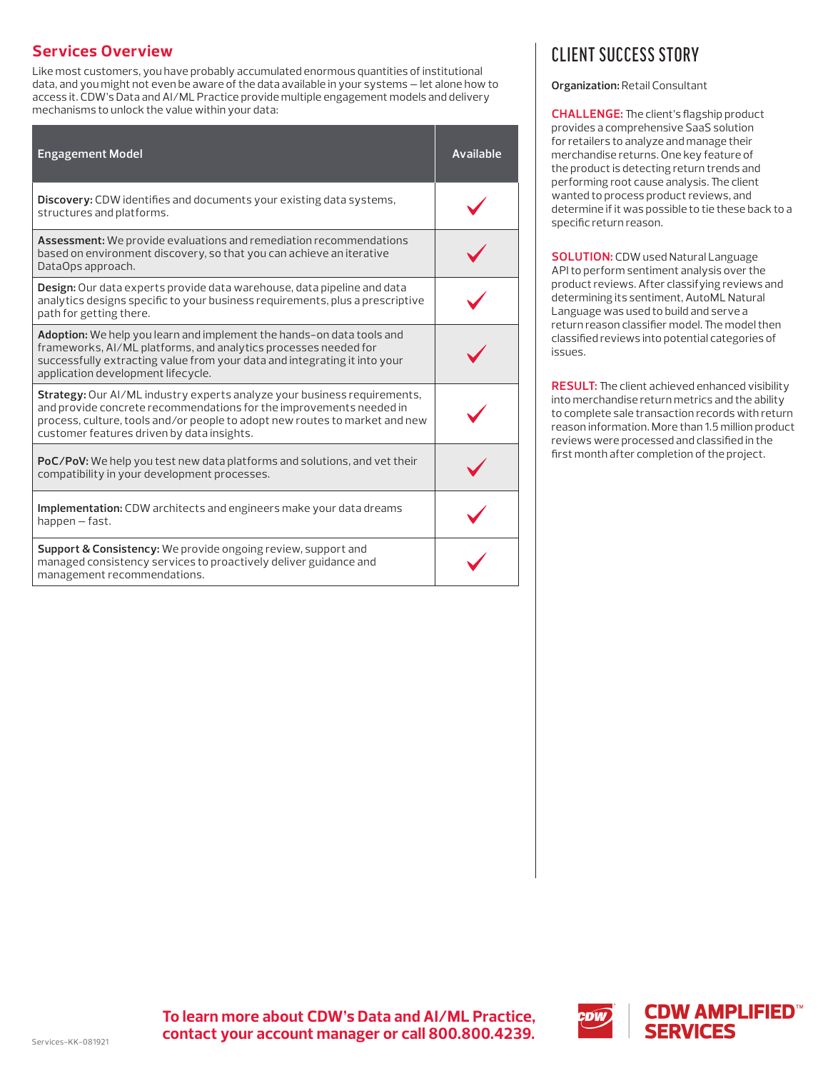## Services Overview

Like most customers, you have probably accumulated enormous quantities of institutional data, and you might not even be aware of the data available in your systems — let alone how to access it. CDW's Data and AI/ML Practice provide multiple engagement models and delivery mechanisms to unlock the value within your data:

| Engagement Model | Available |
| --- | --- |
| **Discovery:** CDW identifies and documents your existing data systems, structures and platforms. | ✓ |
| **Assessment:** We provide evaluations and remediation recommendations based on environment discovery, so that you can achieve an iterative DataOps approach. | ✓ |
| **Design:** Our data experts provide data warehouse, data pipeline and data analytics designs specific to your business requirements, plus a prescriptive path for getting there. | ✓ |
| **Adoption:** We help you learn and implement the hands-on data tools and frameworks, AI/ML platforms, and analytics processes needed for successfully extracting value from your data and integrating it into your application development lifecycle. | ✓ |
| **Strategy:** Our AI/ML industry experts analyze your business requirements, and provide concrete recommendations for the improvements needed in process, culture, tools and/or people to adopt new routes to market and new customer features driven by data insights. | ✓ |
| **PoC/PoV:** We help you test new data platforms and solutions, and vet their compatibility in your development processes. | ✓ |
| **Implementation:** CDW architects and engineers make your data dreams happen — fast. | ✓ |
| **Support & Consistency:** We provide ongoing review, support and managed consistency services to proactively deliver guidance and management recommendations. | ✓ |

## CLIENT SUCCESS STORY

**Organization:** Retail Consultant

**CHALLENGE:** The client's flagship product provides a comprehensive SaaS solution for retailers to analyze and manage their merchandise returns. One key feature of the product is detecting return trends and performing root cause analysis. The client wanted to process product reviews, and determine if it was possible to tie these back to a specific return reason.

**SOLUTION:** CDW used Natural Language API to perform sentiment analysis over the product reviews. After classifying reviews and determining its sentiment, AutoML Natural Language was used to build and serve a return reason classifier model. The model then classified reviews into potential categories of issues.

**RESULT:** The client achieved enhanced visibility into merchandise return metrics and the ability to complete sale transaction records with return reason information. More than 1.5 million product reviews were processed and classified in the first month after completion of the project.

**To learn more about CDW's Data and AI/ML Practice, contact your account manager or call 800.800.4239.**

CDW AMPLIFIED™ SERVICES

Services-KK-081921